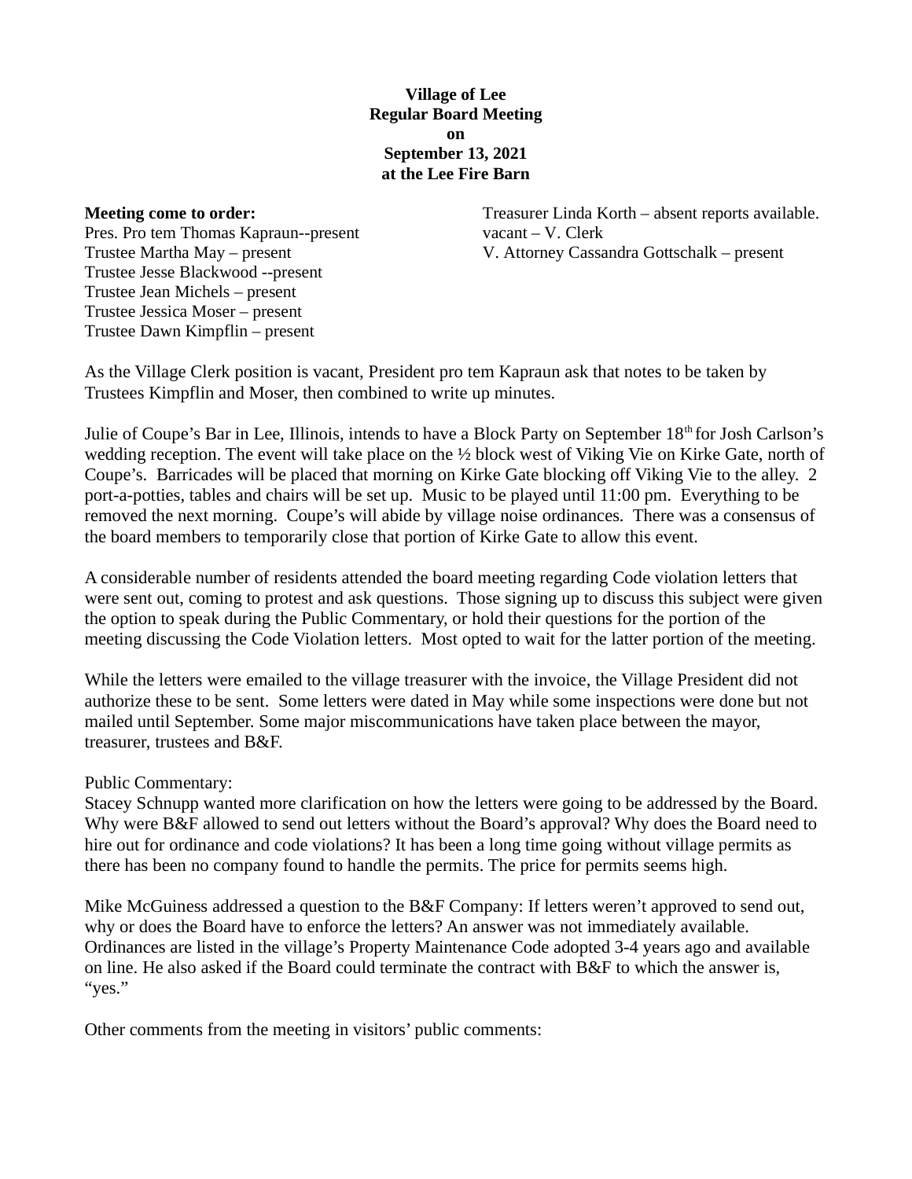**Village of Lee**
**Regular Board Meeting**
**on**
**September 13, 2021**
**at the Lee Fire Barn**

**Meeting come to order:**
Pres. Pro tem Thomas Kapraun--present
Trustee Martha May – present
Trustee Jesse Blackwood --present
Trustee Jean Michels – present
Trustee Jessica Moser – present
Trustee Dawn Kimpflin – present

Treasurer Linda Korth – absent reports available.
vacant – V. Clerk
V. Attorney Cassandra Gottschalk – present

As the Village Clerk position is vacant, President pro tem Kapraun ask that notes to be taken by Trustees Kimpflin and Moser, then combined to write up minutes.

Julie of Coupe's Bar in Lee, Illinois, intends to have a Block Party on September 18th for Josh Carlson's wedding reception. The event will take place on the ½ block west of Viking Vie on Kirke Gate, north of Coupe's. Barricades will be placed that morning on Kirke Gate blocking off Viking Vie to the alley. 2 port-a-potties, tables and chairs will be set up. Music to be played until 11:00 pm. Everything to be removed the next morning. Coupe's will abide by village noise ordinances. There was a consensus of the board members to temporarily close that portion of Kirke Gate to allow this event.

A considerable number of residents attended the board meeting regarding Code violation letters that were sent out, coming to protest and ask questions. Those signing up to discuss this subject were given the option to speak during the Public Commentary, or hold their questions for the portion of the meeting discussing the Code Violation letters. Most opted to wait for the latter portion of the meeting.

While the letters were emailed to the village treasurer with the invoice, the Village President did not authorize these to be sent. Some letters were dated in May while some inspections were done but not mailed until September. Some major miscommunications have taken place between the mayor, treasurer, trustees and B&F.

Public Commentary:
Stacey Schnupp wanted more clarification on how the letters were going to be addressed by the Board. Why were B&F allowed to send out letters without the Board's approval? Why does the Board need to hire out for ordinance and code violations? It has been a long time going without village permits as there has been no company found to handle the permits. The price for permits seems high.

Mike McGuiness addressed a question to the B&F Company: If letters weren't approved to send out, why or does the Board have to enforce the letters? An answer was not immediately available. Ordinances are listed in the village's Property Maintenance Code adopted 3-4 years ago and available on line. He also asked if the Board could terminate the contract with B&F to which the answer is, "yes."

Other comments from the meeting in visitors' public comments: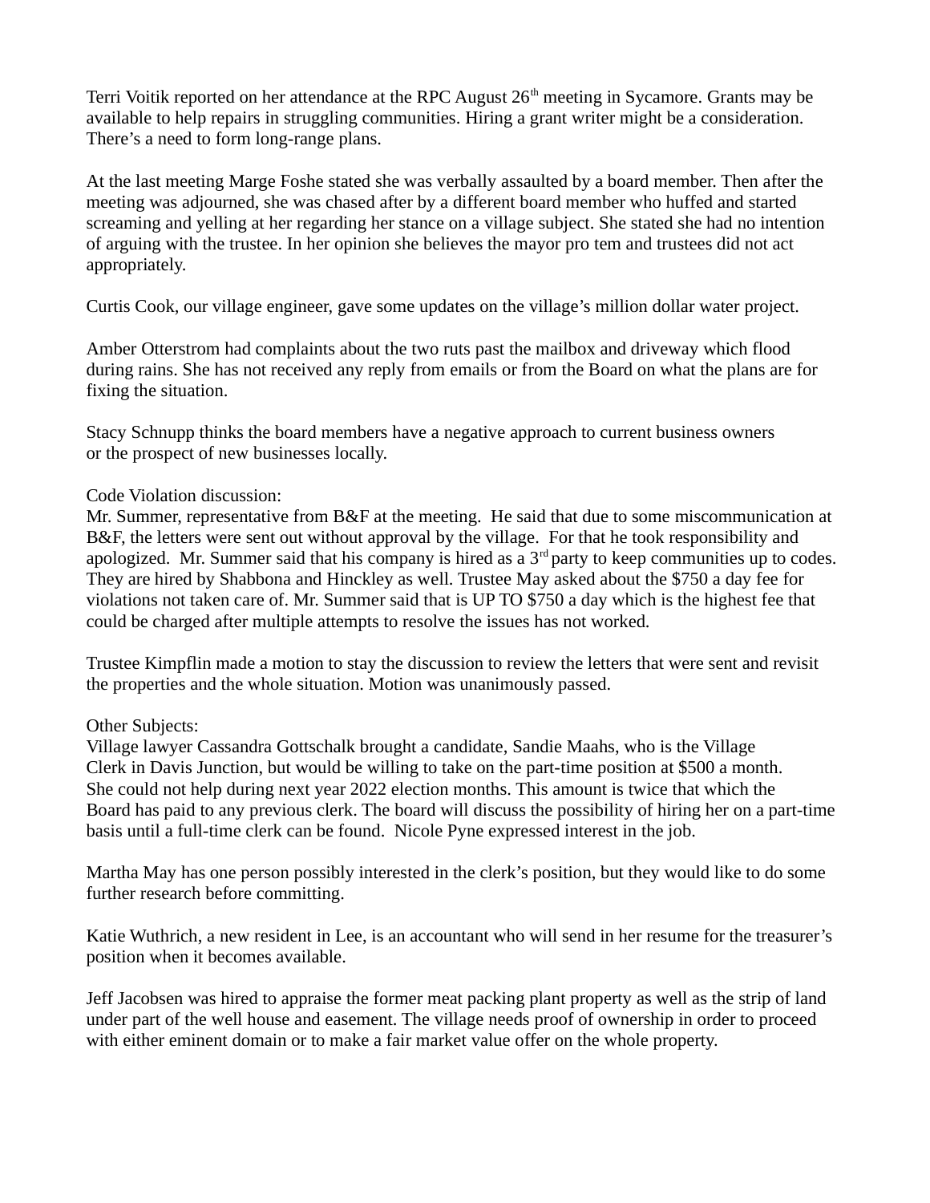Terri Voitik reported on her attendance at the RPC August 26th meeting in Sycamore. Grants may be available to help repairs in struggling communities. Hiring a grant writer might be a consideration. There's a need to form long-range plans.

At the last meeting Marge Foshe stated she was verbally assaulted by a board member. Then after the meeting was adjourned, she was chased after by a different board member who huffed and started screaming and yelling at her regarding her stance on a village subject. She stated she had no intention of arguing with the trustee. In her opinion she believes the mayor pro tem and trustees did not act appropriately.

Curtis Cook, our village engineer, gave some updates on the village's million dollar water project.

Amber Otterstrom had complaints about the two ruts past the mailbox and driveway which flood during rains. She has not received any reply from emails or from the Board on what the plans are for fixing the situation.

Stacy Schnupp thinks the board members have a negative approach to current business owners or the prospect of new businesses locally.

Code Violation discussion:
Mr. Summer, representative from B&F at the meeting. He said that due to some miscommunication at B&F, the letters were sent out without approval by the village. For that he took responsibility and apologized. Mr. Summer said that his company is hired as a 3rd party to keep communities up to codes. They are hired by Shabbona and Hinckley as well. Trustee May asked about the $750 a day fee for violations not taken care of. Mr. Summer said that is UP TO $750 a day which is the highest fee that could be charged after multiple attempts to resolve the issues has not worked.

Trustee Kimpflin made a motion to stay the discussion to review the letters that were sent and revisit the properties and the whole situation. Motion was unanimously passed.

Other Subjects:
Village lawyer Cassandra Gottschalk brought a candidate, Sandie Maahs, who is the Village Clerk in Davis Junction, but would be willing to take on the part-time position at $500 a month. She could not help during next year 2022 election months. This amount is twice that which the Board has paid to any previous clerk. The board will discuss the possibility of hiring her on a part-time basis until a full-time clerk can be found. Nicole Pyne expressed interest in the job.

Martha May has one person possibly interested in the clerk's position, but they would like to do some further research before committing.

Katie Wuthrich, a new resident in Lee, is an accountant who will send in her resume for the treasurer's position when it becomes available.

Jeff Jacobsen was hired to appraise the former meat packing plant property as well as the strip of land under part of the well house and easement. The village needs proof of ownership in order to proceed with either eminent domain or to make a fair market value offer on the whole property.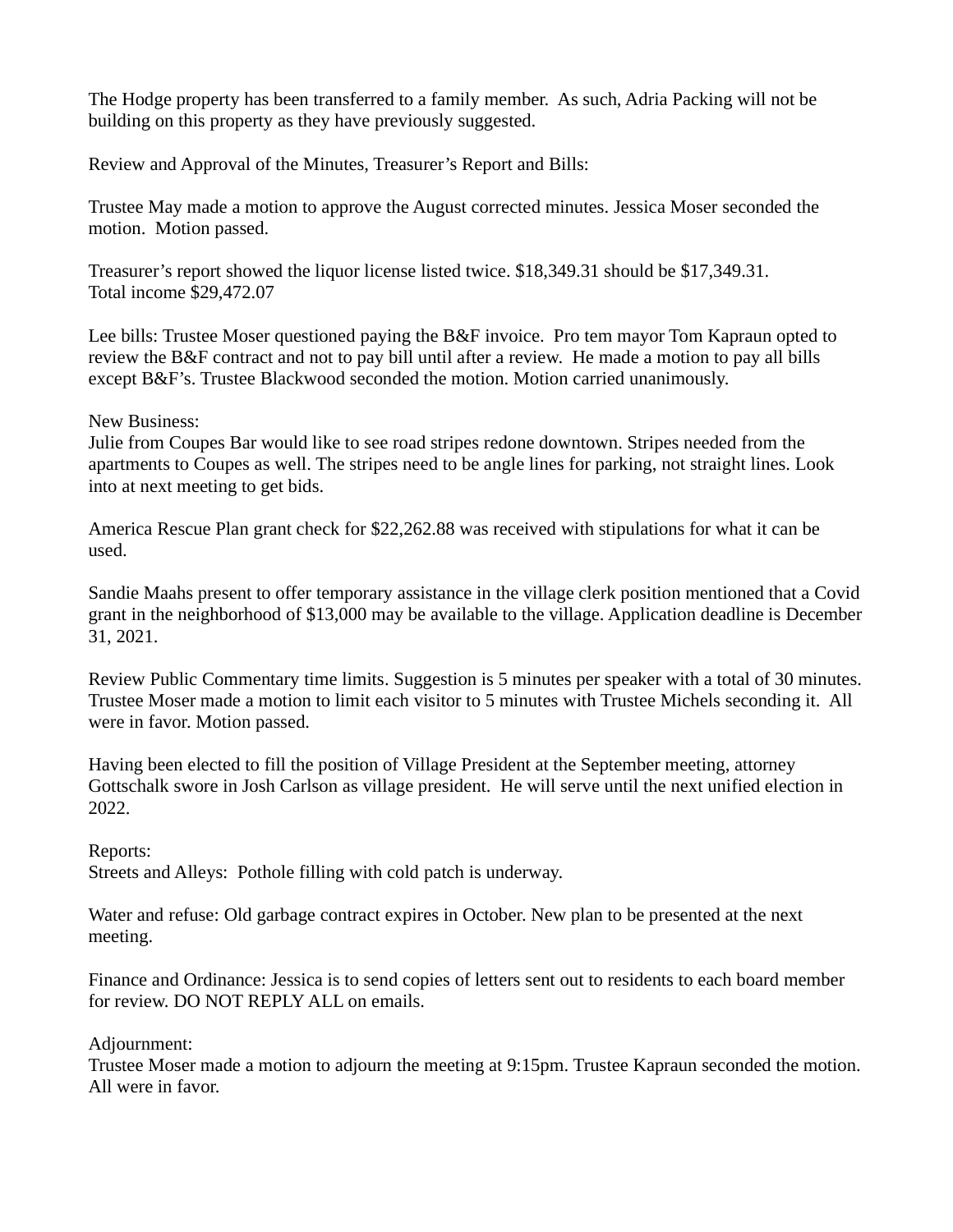The Hodge property has been transferred to a family member. As such, Adria Packing will not be building on this property as they have previously suggested.

Review and Approval of the Minutes, Treasurer's Report and Bills:

Trustee May made a motion to approve the August corrected minutes. Jessica Moser seconded the motion. Motion passed.

Treasurer's report showed the liquor license listed twice. $18,349.31 should be $17,349.31.
Total income $29,472.07

Lee bills: Trustee Moser questioned paying the B&F invoice. Pro tem mayor Tom Kapraun opted to review the B&F contract and not to pay bill until after a review. He made a motion to pay all bills except B&F's. Trustee Blackwood seconded the motion. Motion carried unanimously.

New Business:
Julie from Coupes Bar would like to see road stripes redone downtown. Stripes needed from the apartments to Coupes as well. The stripes need to be angle lines for parking, not straight lines. Look into at next meeting to get bids.

America Rescue Plan grant check for $22,262.88 was received with stipulations for what it can be used.

Sandie Maahs present to offer temporary assistance in the village clerk position mentioned that a Covid grant in the neighborhood of $13,000 may be available to the village. Application deadline is December 31, 2021.

Review Public Commentary time limits. Suggestion is 5 minutes per speaker with a total of 30 minutes. Trustee Moser made a motion to limit each visitor to 5 minutes with Trustee Michels seconding it. All were in favor. Motion passed.

Having been elected to fill the position of Village President at the September meeting, attorney Gottschalk swore in Josh Carlson as village president. He will serve until the next unified election in 2022.

Reports:
Streets and Alleys: Pothole filling with cold patch is underway.

Water and refuse: Old garbage contract expires in October. New plan to be presented at the next meeting.

Finance and Ordinance: Jessica is to send copies of letters sent out to residents to each board member for review. DO NOT REPLY ALL on emails.

Adjournment:
Trustee Moser made a motion to adjourn the meeting at 9:15pm. Trustee Kapraun seconded the motion. All were in favor.